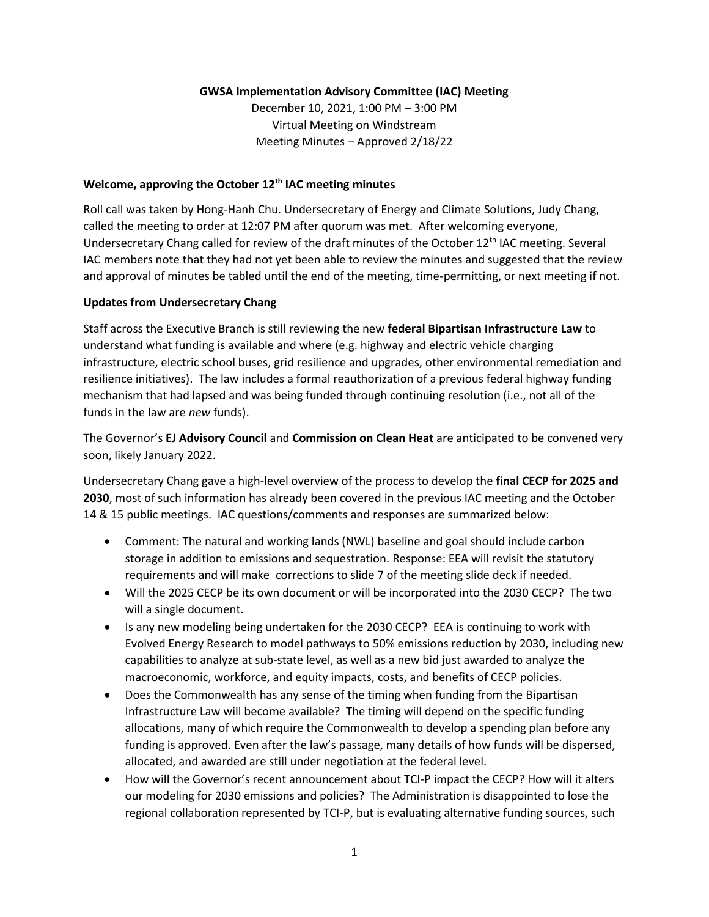**GWSA Implementation Advisory Committee (IAC) Meeting**

December 10, 2021, 1:00 PM – 3:00 PM

Virtual Meeting on Windstream

Meeting Minutes – Approved 2/18/22

**Welcome, approving the October 12th IAC meeting minutes**

Roll call was taken by Hong-Hanh Chu. Undersecretary of Energy and Climate Solutions, Judy Chang, called the meeting to order at 12:07 PM after quorum was met. After welcoming everyone, Undersecretary Chang called for review of the draft minutes of the October 12th IAC meeting. Several IAC members note that they had not yet been able to review the minutes and suggested that the review and approval of minutes be tabled until the end of the meeting, time-permitting, or next meeting if not.

**Updates from Undersecretary Chang**

Staff across the Executive Branch is still reviewing the new **federal Bipartisan Infrastructure Law** to understand what funding is available and where (e.g. highway and electric vehicle charging infrastructure, electric school buses, grid resilience and upgrades, other environmental remediation and resilience initiatives). The law includes a formal reauthorization of a previous federal highway funding mechanism that had lapsed and was being funded through continuing resolution (i.e., not all of the funds in the law are *new* funds).

The Governor's **EJ Advisory Council** and **Commission on Clean Heat** are anticipated to be convened very soon, likely January 2022.

Undersecretary Chang gave a high-level overview of the process to develop the **final CECP for 2025 and 2030**, most of such information has already been covered in the previous IAC meeting and the October 14 & 15 public meetings. IAC questions/comments and responses are summarized below:

- Comment: The natural and working lands (NWL) baseline and goal should include carbon storage in addition to emissions and sequestration. Response: EEA will revisit the statutory requirements and will make corrections to slide 7 of the meeting slide deck if needed.
- Will the 2025 CECP be its own document or will be incorporated into the 2030 CECP? The two will a single document.
- Is any new modeling being undertaken for the 2030 CECP? EEA is continuing to work with Evolved Energy Research to model pathways to 50% emissions reduction by 2030, including new capabilities to analyze at sub-state level, as well as a new bid just awarded to analyze the macroeconomic, workforce, and equity impacts, costs, and benefits of CECP policies.
- Does the Commonwealth has any sense of the timing when funding from the Bipartisan Infrastructure Law will become available? The timing will depend on the specific funding allocations, many of which require the Commonwealth to develop a spending plan before any funding is approved. Even after the law's passage, many details of how funds will be dispersed, allocated, and awarded are still under negotiation at the federal level.
- How will the Governor's recent announcement about TCI-P impact the CECP? How will it alters our modeling for 2030 emissions and policies? The Administration is disappointed to lose the regional collaboration represented by TCI-P, but is evaluating alternative funding sources, such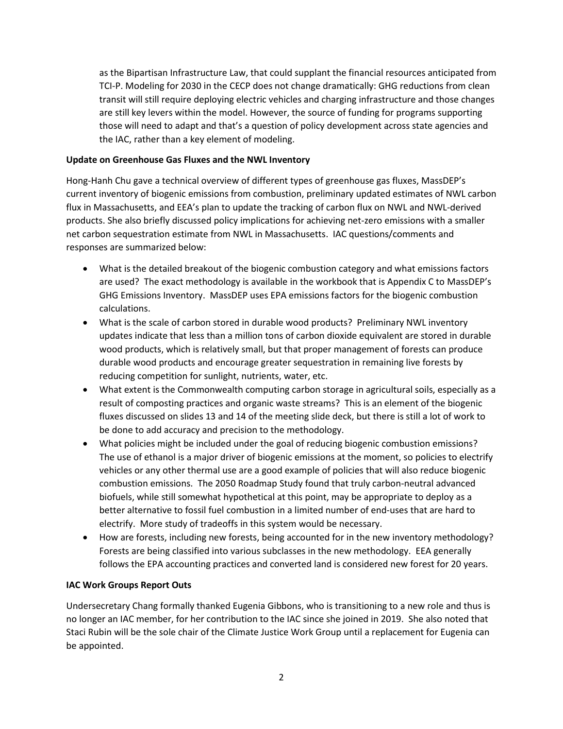as the Bipartisan Infrastructure Law, that could supplant the financial resources anticipated from TCI-P. Modeling for 2030 in the CECP does not change dramatically: GHG reductions from clean transit will still require deploying electric vehicles and charging infrastructure and those changes are still key levers within the model. However, the source of funding for programs supporting those will need to adapt and that's a question of policy development across state agencies and the IAC, rather than a key element of modeling.

**Update on Greenhouse Gas Fluxes and the NWL Inventory**

Hong-Hanh Chu gave a technical overview of different types of greenhouse gas fluxes, MassDEP's current inventory of biogenic emissions from combustion, preliminary updated estimates of NWL carbon flux in Massachusetts, and EEA's plan to update the tracking of carbon flux on NWL and NWL-derived products. She also briefly discussed policy implications for achieving net-zero emissions with a smaller net carbon sequestration estimate from NWL in Massachusetts. IAC questions/comments and responses are summarized below:

- What is the detailed breakout of the biogenic combustion category and what emissions factors are used? The exact methodology is available in the workbook that is Appendix C to MassDEP's GHG Emissions Inventory. MassDEP uses EPA emissions factors for the biogenic combustion calculations.
- What is the scale of carbon stored in durable wood products? Preliminary NWL inventory updates indicate that less than a million tons of carbon dioxide equivalent are stored in durable wood products, which is relatively small, but that proper management of forests can produce durable wood products and encourage greater sequestration in remaining live forests by reducing competition for sunlight, nutrients, water, etc.
- What extent is the Commonwealth computing carbon storage in agricultural soils, especially as a result of composting practices and organic waste streams? This is an element of the biogenic fluxes discussed on slides 13 and 14 of the meeting slide deck, but there is still a lot of work to be done to add accuracy and precision to the methodology.
- What policies might be included under the goal of reducing biogenic combustion emissions? The use of ethanol is a major driver of biogenic emissions at the moment, so policies to electrify vehicles or any other thermal use are a good example of policies that will also reduce biogenic combustion emissions. The 2050 Roadmap Study found that truly carbon-neutral advanced biofuels, while still somewhat hypothetical at this point, may be appropriate to deploy as a better alternative to fossil fuel combustion in a limited number of end-uses that are hard to electrify. More study of tradeoffs in this system would be necessary.
- How are forests, including new forests, being accounted for in the new inventory methodology? Forests are being classified into various subclasses in the new methodology. EEA generally follows the EPA accounting practices and converted land is considered new forest for 20 years.

**IAC Work Groups Report Outs**

Undersecretary Chang formally thanked Eugenia Gibbons, who is transitioning to a new role and thus is no longer an IAC member, for her contribution to the IAC since she joined in 2019. She also noted that Staci Rubin will be the sole chair of the Climate Justice Work Group until a replacement for Eugenia can be appointed.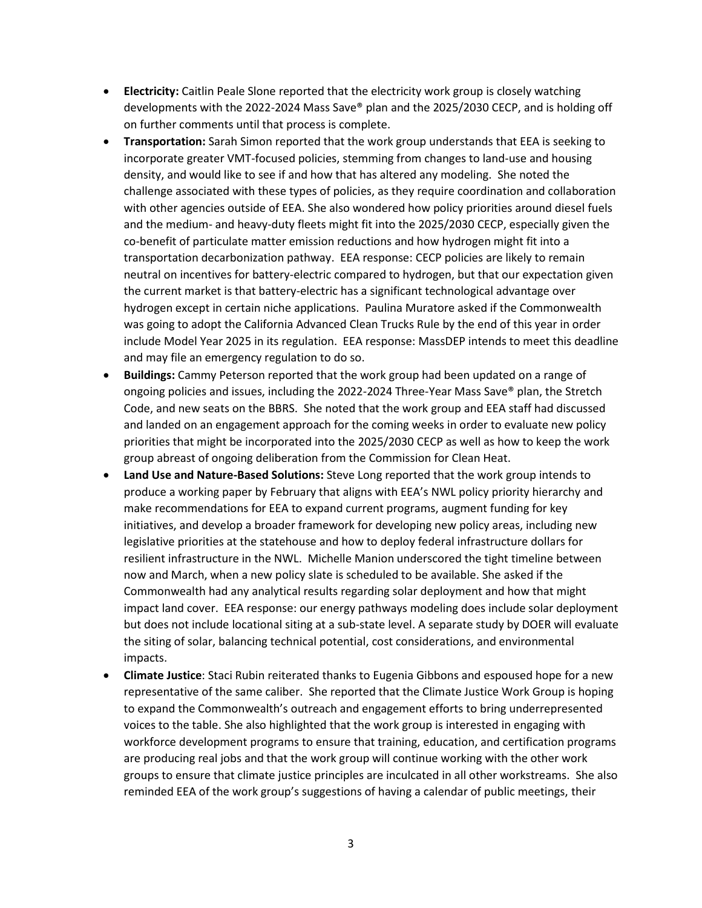- **Electricity:** Caitlin Peale Slone reported that the electricity work group is closely watching developments with the 2022-2024 Mass Save® plan and the 2025/2030 CECP, and is holding off on further comments until that process is complete.
- **Transportation:** Sarah Simon reported that the work group understands that EEA is seeking to incorporate greater VMT-focused policies, stemming from changes to land-use and housing density, and would like to see if and how that has altered any modeling. She noted the challenge associated with these types of policies, as they require coordination and collaboration with other agencies outside of EEA. She also wondered how policy priorities around diesel fuels and the medium- and heavy-duty fleets might fit into the 2025/2030 CECP, especially given the co-benefit of particulate matter emission reductions and how hydrogen might fit into a transportation decarbonization pathway. EEA response: CECP policies are likely to remain neutral on incentives for battery-electric compared to hydrogen, but that our expectation given the current market is that battery-electric has a significant technological advantage over hydrogen except in certain niche applications. Paulina Muratore asked if the Commonwealth was going to adopt the California Advanced Clean Trucks Rule by the end of this year in order include Model Year 2025 in its regulation. EEA response: MassDEP intends to meet this deadline and may file an emergency regulation to do so.
- **Buildings:** Cammy Peterson reported that the work group had been updated on a range of ongoing policies and issues, including the 2022-2024 Three-Year Mass Save® plan, the Stretch Code, and new seats on the BBRS. She noted that the work group and EEA staff had discussed and landed on an engagement approach for the coming weeks in order to evaluate new policy priorities that might be incorporated into the 2025/2030 CECP as well as how to keep the work group abreast of ongoing deliberation from the Commission for Clean Heat.
- **Land Use and Nature-Based Solutions:** Steve Long reported that the work group intends to produce a working paper by February that aligns with EEA's NWL policy priority hierarchy and make recommendations for EEA to expand current programs, augment funding for key initiatives, and develop a broader framework for developing new policy areas, including new legislative priorities at the statehouse and how to deploy federal infrastructure dollars for resilient infrastructure in the NWL. Michelle Manion underscored the tight timeline between now and March, when a new policy slate is scheduled to be available. She asked if the Commonwealth had any analytical results regarding solar deployment and how that might impact land cover. EEA response: our energy pathways modeling does include solar deployment but does not include locational siting at a sub-state level. A separate study by DOER will evaluate the siting of solar, balancing technical potential, cost considerations, and environmental impacts.
- **Climate Justice**: Staci Rubin reiterated thanks to Eugenia Gibbons and espoused hope for a new representative of the same caliber. She reported that the Climate Justice Work Group is hoping to expand the Commonwealth's outreach and engagement efforts to bring underrepresented voices to the table. She also highlighted that the work group is interested in engaging with workforce development programs to ensure that training, education, and certification programs are producing real jobs and that the work group will continue working with the other work groups to ensure that climate justice principles are inculcated in all other workstreams. She also reminded EEA of the work group's suggestions of having a calendar of public meetings, their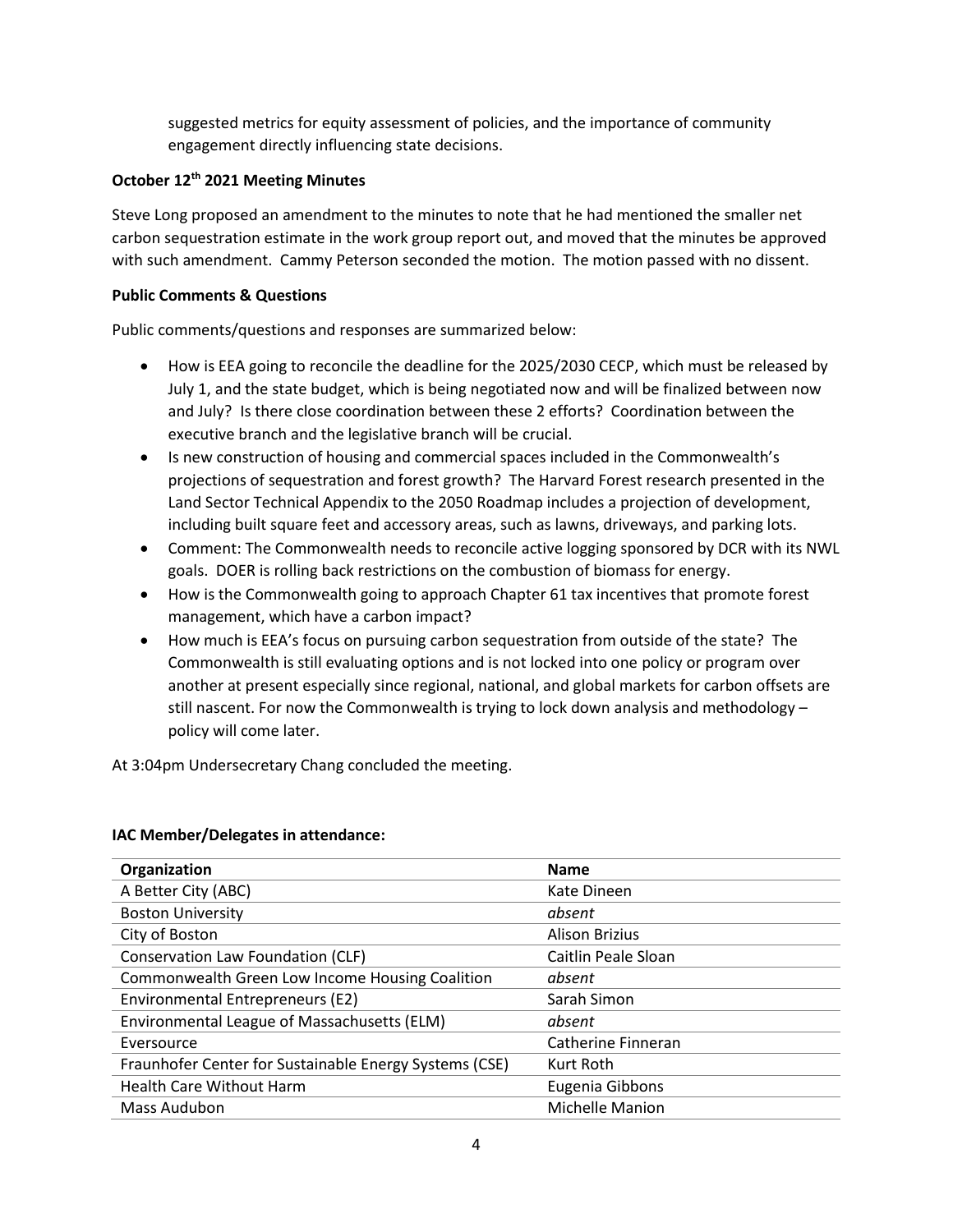suggested metrics for equity assessment of policies, and the importance of community engagement directly influencing state decisions.

**October 12th 2021 Meeting Minutes**

Steve Long proposed an amendment to the minutes to note that he had mentioned the smaller net carbon sequestration estimate in the work group report out, and moved that the minutes be approved with such amendment. Cammy Peterson seconded the motion. The motion passed with no dissent.

**Public Comments & Questions**

Public comments/questions and responses are summarized below:

- How is EEA going to reconcile the deadline for the 2025/2030 CECP, which must be released by July 1, and the state budget, which is being negotiated now and will be finalized between now and July? Is there close coordination between these 2 efforts? Coordination between the executive branch and the legislative branch will be crucial.
- Is new construction of housing and commercial spaces included in the Commonwealth's projections of sequestration and forest growth? The Harvard Forest research presented in the Land Sector Technical Appendix to the 2050 Roadmap includes a projection of development, including built square feet and accessory areas, such as lawns, driveways, and parking lots.
- Comment: The Commonwealth needs to reconcile active logging sponsored by DCR with its NWL goals. DOER is rolling back restrictions on the combustion of biomass for energy.
- How is the Commonwealth going to approach Chapter 61 tax incentives that promote forest management, which have a carbon impact?
- How much is EEA's focus on pursuing carbon sequestration from outside of the state? The Commonwealth is still evaluating options and is not locked into one policy or program over another at present especially since regional, national, and global markets for carbon offsets are still nascent. For now the Commonwealth is trying to lock down analysis and methodology – policy will come later.

At 3:04pm Undersecretary Chang concluded the meeting.

**IAC Member/Delegates in attendance:**

| Organization | Name |
|---|---|
| A Better City (ABC) | Kate Dineen |
| Boston University | *absent* |
| City of Boston | Alison Brizius |
| Conservation Law Foundation (CLF) | Caitlin Peale Sloan |
| Commonwealth Green Low Income Housing Coalition | *absent* |
| Environmental Entrepreneurs (E2) | Sarah Simon |
| Environmental League of Massachusetts (ELM) | *absent* |
| Eversource | Catherine Finneran |
| Fraunhofer Center for Sustainable Energy Systems (CSE) | Kurt Roth |
| Health Care Without Harm | Eugenia Gibbons |
| Mass Audubon | Michelle Manion |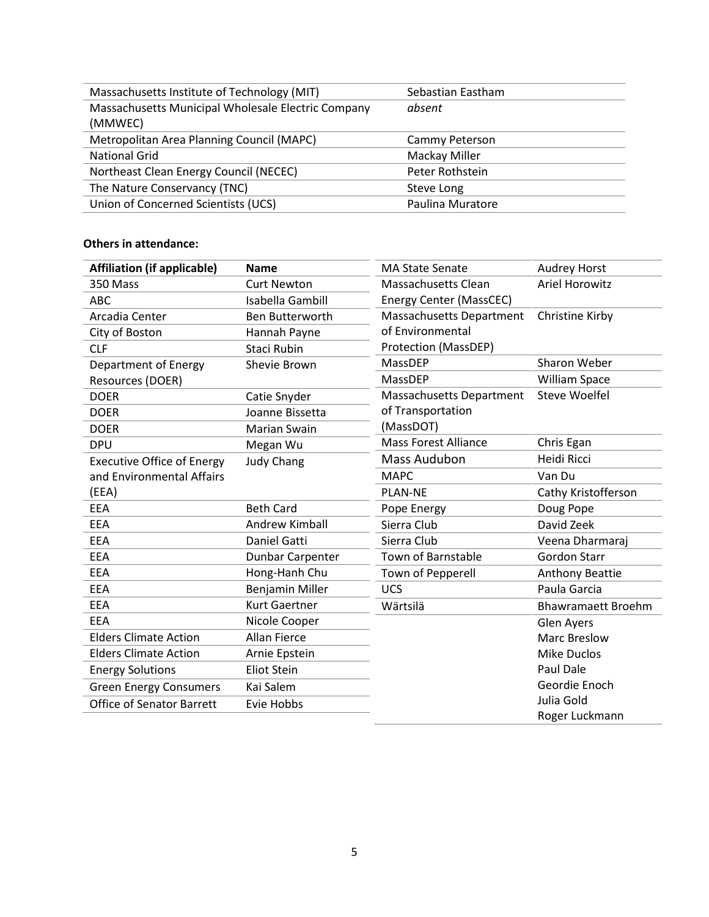| | |
|---|---|
| Massachusetts Institute of Technology (MIT) | Sebastian Eastham |
| Massachusetts Municipal Wholesale Electric Company (MMWEC) | *absent* |
| Metropolitan Area Planning Council (MAPC) | Cammy Peterson |
| National Grid | Mackay Miller |
| Northeast Clean Energy Council (NECEC) | Peter Rothstein |
| The Nature Conservancy (TNC) | Steve Long |
| Union of Concerned Scientists (UCS) | Paulina Muratore |

**Others in attendance:**

| Affiliation (if applicable) | Name |
|---|---|
| 350 Mass | Curt Newton |
| ABC | Isabella Gambill |
| Arcadia Center | Ben Butterworth |
| City of Boston | Hannah Payne |
| CLF | Staci Rubin |
| Department of Energy Resources (DOER) | Shevie Brown |
| DOER | Catie Snyder |
| DOER | Joanne Bissetta |
| DOER | Marian Swain |
| DPU | Megan Wu |
| Executive Office of Energy and Environmental Affairs (EEA) | Judy Chang |
| EEA | Beth Card |
| EEA | Andrew Kimball |
| EEA | Daniel Gatti |
| EEA | Dunbar Carpenter |
| EEA | Hong-Hanh Chu |
| EEA | Benjamin Miller |
| EEA | Kurt Gaertner |
| EEA | Nicole Cooper |
| Elders Climate Action | Allan Fierce |
| Elders Climate Action | Arnie Epstein |
| Energy Solutions | Eliot Stein |
| Green Energy Consumers | Kai Salem |
| Office of Senator Barrett | Evie Hobbs |
| MA State Senate | Audrey Horst |
| Massachusetts Clean Energy Center (MassCEC) | Ariel Horowitz |
| Massachusetts Department of Environmental Protection (MassDEP) | Christine Kirby |
| MassDEP | Sharon Weber |
| MassDEP | William Space |
| Massachusetts Department of Transportation (MassDOT) | Steve Woelfel |
| Mass Forest Alliance | Chris Egan |
| Mass Audubon | Heidi Ricci |
| MAPC | Van Du |
| PLAN-NE | Cathy Kristofferson |
| Pope Energy | Doug Pope |
| Sierra Club | David Zeek |
| Sierra Club | Veena Dharmaraj |
| Town of Barnstable | Gordon Starr |
| Town of Pepperell | Anthony Beattie |
| UCS | Paula Garcia |
| Wärtsilä | Bhawramaett Broehm |
| | Glen Ayers |
| | Marc Breslow |
| | Mike Duclos |
| | Paul Dale |
| | Geordie Enoch |
| | Julia Gold |
| | Roger Luckmann |